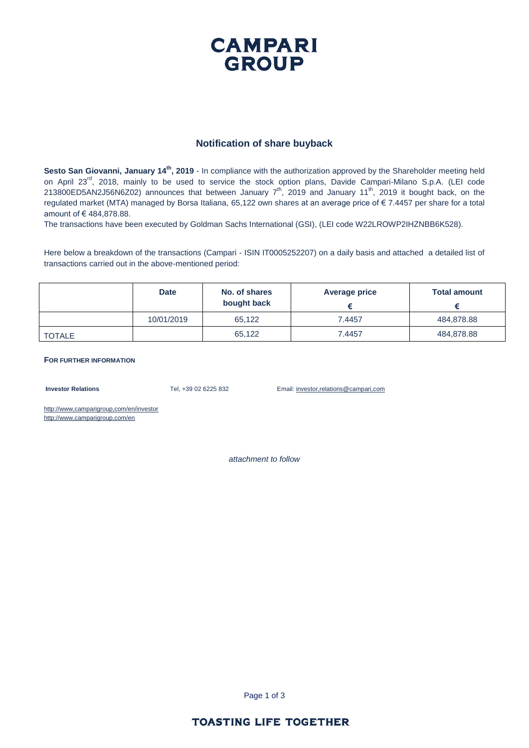# CAMPARI GROUP

## Notification of share buyback

**Sesto San Giovanni, January 14th, 2019** - In compliance with the authorization approved by the Shareholder meeting held on April 23rd, 2018, mainly to be used to service the stock option plans, Davide Campari-Milano S.p.A. (LEI code 213800ED5AN2J56N6Z02) announces that between January 7th, 2019 and January 11th, 2019 it bought back, on the regulated market (MTA) managed by Borsa Italiana, 65,122 own shares at an average price of € 7.4457 per share for a total amount of € 484,878.88.

The transactions have been executed by Goldman Sachs International (GSI), (LEI code W22LROWP2IHZNBB6K528).

Here below a breakdown of the transactions (Campari - ISIN IT0005252207) on a daily basis and attached a detailed list of transactions carried out in the above-mentioned period:

| | Date | No. of shares bought back | Average price € | Total amount € |
|---|---|---|---|---|
| | 10/01/2019 | 65,122 | 7.4457 | 484,878.88 |
| TOTALE | | 65,122 | 7.4457 | 484,878.88 |

**FOR FURTHER INFORMATION**

**Investor Relations** Tel, +39 02 6225 832 Email: investor,relations@campari,com

http://www,camparigroup,com/en/investor
http://www,camparigroup,com/en

*attachment to follow*

TOASTING LIFE TOGETHER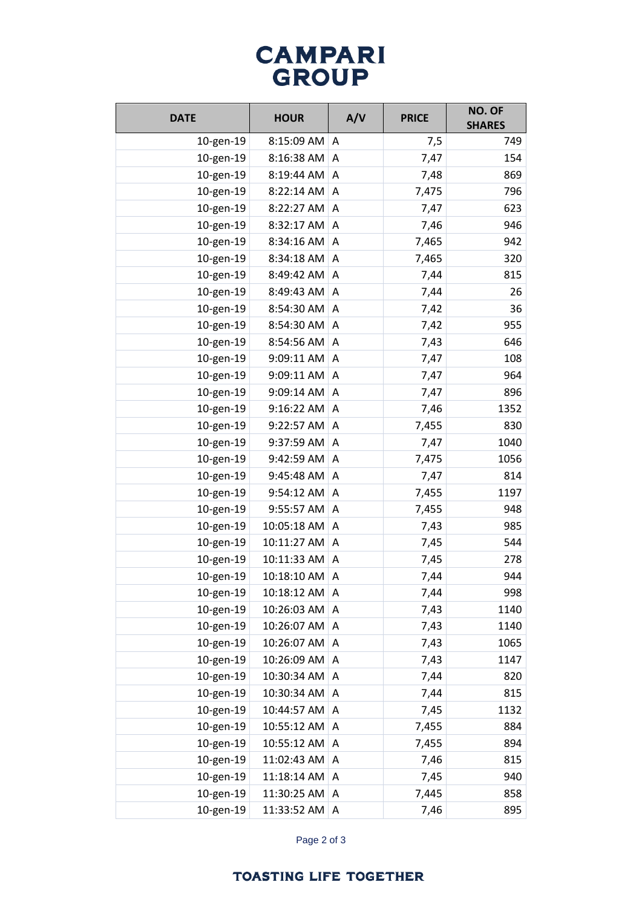# CAMPARI GROUP

| DATE | HOUR | A/V | PRICE | NO. OF SHARES |
|---|---|---|---|---|
| 10-gen-19 | 8:15:09 AM | A | 7,5 | 749 |
| 10-gen-19 | 8:16:38 AM | A | 7,47 | 154 |
| 10-gen-19 | 8:19:44 AM | A | 7,48 | 869 |
| 10-gen-19 | 8:22:14 AM | A | 7,475 | 796 |
| 10-gen-19 | 8:22:27 AM | A | 7,47 | 623 |
| 10-gen-19 | 8:32:17 AM | A | 7,46 | 946 |
| 10-gen-19 | 8:34:16 AM | A | 7,465 | 942 |
| 10-gen-19 | 8:34:18 AM | A | 7,465 | 320 |
| 10-gen-19 | 8:49:42 AM | A | 7,44 | 815 |
| 10-gen-19 | 8:49:43 AM | A | 7,44 | 26 |
| 10-gen-19 | 8:54:30 AM | A | 7,42 | 36 |
| 10-gen-19 | 8:54:30 AM | A | 7,42 | 955 |
| 10-gen-19 | 8:54:56 AM | A | 7,43 | 646 |
| 10-gen-19 | 9:09:11 AM | A | 7,47 | 108 |
| 10-gen-19 | 9:09:11 AM | A | 7,47 | 964 |
| 10-gen-19 | 9:09:14 AM | A | 7,47 | 896 |
| 10-gen-19 | 9:16:22 AM | A | 7,46 | 1352 |
| 10-gen-19 | 9:22:57 AM | A | 7,455 | 830 |
| 10-gen-19 | 9:37:59 AM | A | 7,47 | 1040 |
| 10-gen-19 | 9:42:59 AM | A | 7,475 | 1056 |
| 10-gen-19 | 9:45:48 AM | A | 7,47 | 814 |
| 10-gen-19 | 9:54:12 AM | A | 7,455 | 1197 |
| 10-gen-19 | 9:55:57 AM | A | 7,455 | 948 |
| 10-gen-19 | 10:05:18 AM | A | 7,43 | 985 |
| 10-gen-19 | 10:11:27 AM | A | 7,45 | 544 |
| 10-gen-19 | 10:11:33 AM | A | 7,45 | 278 |
| 10-gen-19 | 10:18:10 AM | A | 7,44 | 944 |
| 10-gen-19 | 10:18:12 AM | A | 7,44 | 998 |
| 10-gen-19 | 10:26:03 AM | A | 7,43 | 1140 |
| 10-gen-19 | 10:26:07 AM | A | 7,43 | 1140 |
| 10-gen-19 | 10:26:07 AM | A | 7,43 | 1065 |
| 10-gen-19 | 10:26:09 AM | A | 7,43 | 1147 |
| 10-gen-19 | 10:30:34 AM | A | 7,44 | 820 |
| 10-gen-19 | 10:30:34 AM | A | 7,44 | 815 |
| 10-gen-19 | 10:44:57 AM | A | 7,45 | 1132 |
| 10-gen-19 | 10:55:12 AM | A | 7,455 | 884 |
| 10-gen-19 | 10:55:12 AM | A | 7,455 | 894 |
| 10-gen-19 | 11:02:43 AM | A | 7,46 | 815 |
| 10-gen-19 | 11:18:14 AM | A | 7,45 | 940 |
| 10-gen-19 | 11:30:25 AM | A | 7,445 | 858 |
| 10-gen-19 | 11:33:52 AM | A | 7,46 | 895 |

**TOASTING LIFE TOGETHER**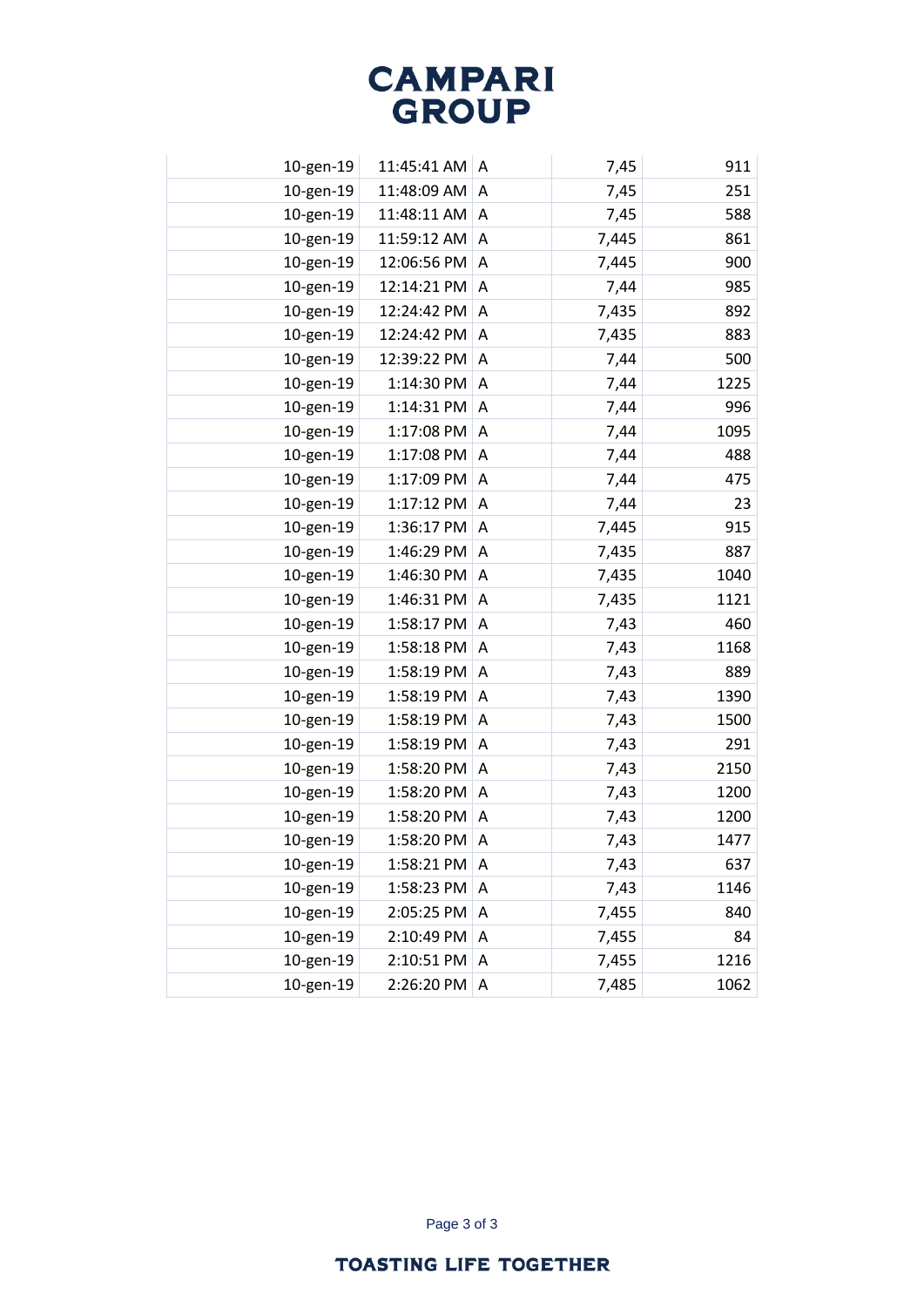| | | | | |
|---|---|---|---|---|
| 10-gen-19 | 11:45:41 AM | A | 7,45 | 911 |
| 10-gen-19 | 11:48:09 AM | A | 7,45 | 251 |
| 10-gen-19 | 11:48:11 AM | A | 7,45 | 588 |
| 10-gen-19 | 11:59:12 AM | A | 7,445 | 861 |
| 10-gen-19 | 12:06:56 PM | A | 7,445 | 900 |
| 10-gen-19 | 12:14:21 PM | A | 7,44 | 985 |
| 10-gen-19 | 12:24:42 PM | A | 7,435 | 892 |
| 10-gen-19 | 12:24:42 PM | A | 7,435 | 883 |
| 10-gen-19 | 12:39:22 PM | A | 7,44 | 500 |
| 10-gen-19 | 1:14:30 PM | A | 7,44 | 1225 |
| 10-gen-19 | 1:14:31 PM | A | 7,44 | 996 |
| 10-gen-19 | 1:17:08 PM | A | 7,44 | 1095 |
| 10-gen-19 | 1:17:08 PM | A | 7,44 | 488 |
| 10-gen-19 | 1:17:09 PM | A | 7,44 | 475 |
| 10-gen-19 | 1:17:12 PM | A | 7,44 | 23 |
| 10-gen-19 | 1:36:17 PM | A | 7,445 | 915 |
| 10-gen-19 | 1:46:29 PM | A | 7,435 | 887 |
| 10-gen-19 | 1:46:30 PM | A | 7,435 | 1040 |
| 10-gen-19 | 1:46:31 PM | A | 7,435 | 1121 |
| 10-gen-19 | 1:58:17 PM | A | 7,43 | 460 |
| 10-gen-19 | 1:58:18 PM | A | 7,43 | 1168 |
| 10-gen-19 | 1:58:19 PM | A | 7,43 | 889 |
| 10-gen-19 | 1:58:19 PM | A | 7,43 | 1390 |
| 10-gen-19 | 1:58:19 PM | A | 7,43 | 1500 |
| 10-gen-19 | 1:58:19 PM | A | 7,43 | 291 |
| 10-gen-19 | 1:58:20 PM | A | 7,43 | 2150 |
| 10-gen-19 | 1:58:20 PM | A | 7,43 | 1200 |
| 10-gen-19 | 1:58:20 PM | A | 7,43 | 1200 |
| 10-gen-19 | 1:58:20 PM | A | 7,43 | 1477 |
| 10-gen-19 | 1:58:21 PM | A | 7,43 | 637 |
| 10-gen-19 | 1:58:23 PM | A | 7,43 | 1146 |
| 10-gen-19 | 2:05:25 PM | A | 7,455 | 840 |
| 10-gen-19 | 2:10:49 PM | A | 7,455 | 84 |
| 10-gen-19 | 2:10:51 PM | A | 7,455 | 1216 |
| 10-gen-19 | 2:26:20 PM | A | 7,485 | 1062 |